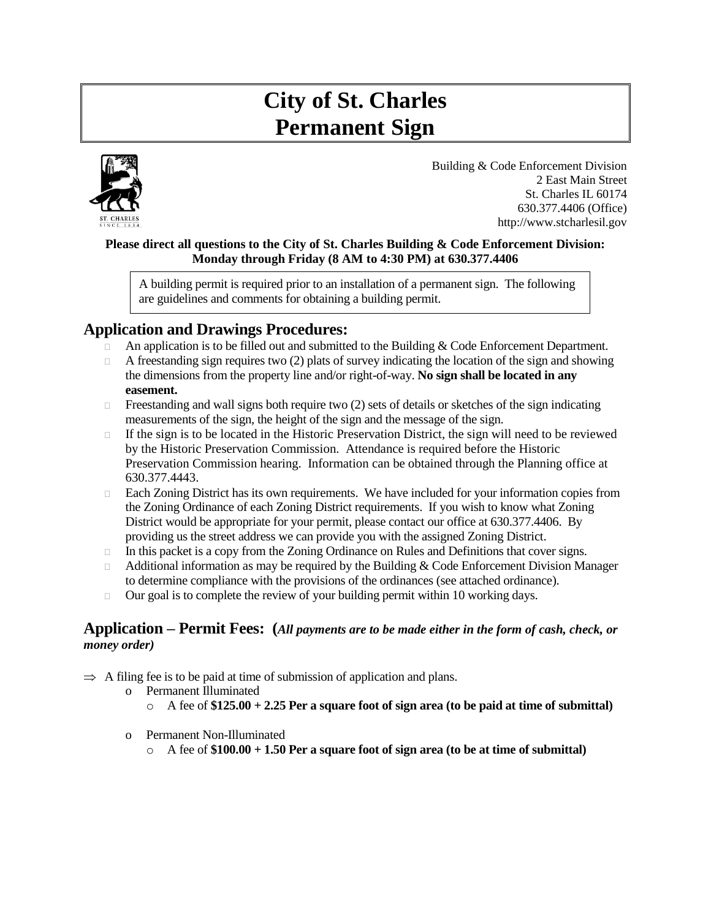# City of St. Charles
# Permanent Sign

Building & Code Enforcement Division
2 East Main Street
St. Charles IL 60174
630.377.4406 (Office)
http://www.stcharlesil.gov

**Please direct all questions to the City of St. Charles Building & Code Enforcement Division: Monday through Friday (8 AM to 4:30 PM) at 630.377.4406**

A building permit is required prior to an installation of a permanent sign. The following are guidelines and comments for obtaining a building permit.

## Application and Drawings Procedures:

- An application is to be filled out and submitted to the Building & Code Enforcement Department.
- A freestanding sign requires two (2) plats of survey indicating the location of the sign and showing the dimensions from the property line and/or right-of-way. **No sign shall be located in any easement.**
- Freestanding and wall signs both require two (2) sets of details or sketches of the sign indicating measurements of the sign, the height of the sign and the message of the sign.
- If the sign is to be located in the Historic Preservation District, the sign will need to be reviewed by the Historic Preservation Commission. Attendance is required before the Historic Preservation Commission hearing. Information can be obtained through the Planning office at 630.377.4443.
- Each Zoning District has its own requirements. We have included for your information copies from the Zoning Ordinance of each Zoning District requirements. If you wish to know what Zoning District would be appropriate for your permit, please contact our office at 630.377.4406. By providing us the street address we can provide you with the assigned Zoning District.
- In this packet is a copy from the Zoning Ordinance on Rules and Definitions that cover signs.
- Additional information as may be required by the Building & Code Enforcement Division Manager to determine compliance with the provisions of the ordinances (see attached ordinance).
- Our goal is to complete the review of your building permit within 10 working days.

## Application – Permit Fees: (*All payments are to be made either in the form of cash, check, or money order)*

⇒ A filing fee is to be paid at time of submission of application and plans.
  - Permanent Illuminated
    - A fee of **$125.00 + 2.25 Per a square foot of sign area (to be paid at time of submittal)**
  - Permanent Non-Illuminated
    - A fee of **$100.00 + 1.50 Per a square foot of sign area (to be at time of submittal)**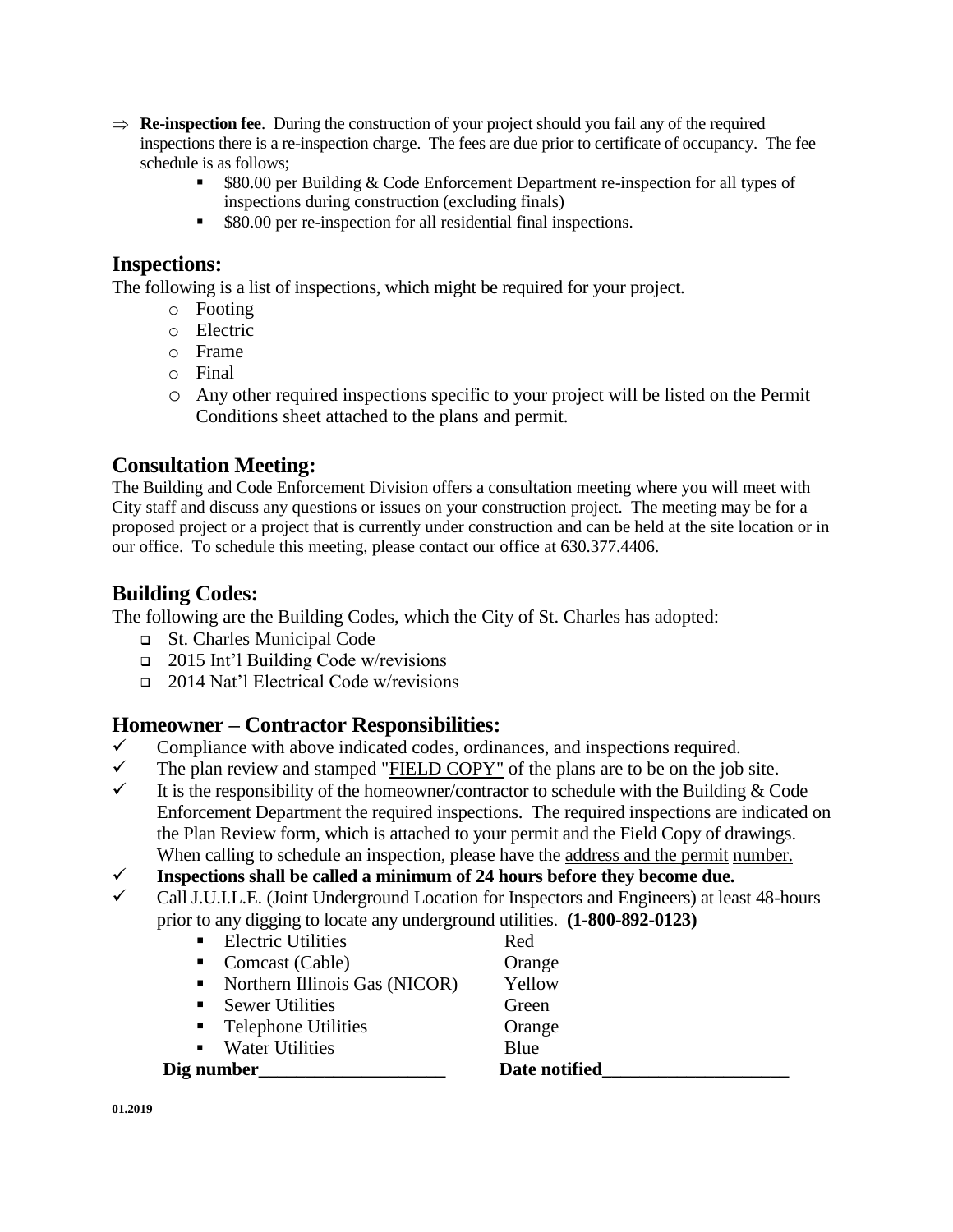⇒ **Re-inspection fee**. During the construction of your project should you fail any of the required inspections there is a re-inspection charge. The fees are due prior to certificate of occupancy. The fee schedule is as follows;

- $80.00 per Building & Code Enforcement Department re-inspection for all types of inspections during construction (excluding finals)
- $80.00 per re-inspection for all residential final inspections.

## Inspections:

The following is a list of inspections, which might be required for your project.

- Footing
- Electric
- Frame
- Final
- Any other required inspections specific to your project will be listed on the Permit Conditions sheet attached to the plans and permit.

## Consultation Meeting:

The Building and Code Enforcement Division offers a consultation meeting where you will meet with City staff and discuss any questions or issues on your construction project. The meeting may be for a proposed project or a project that is currently under construction and can be held at the site location or in our office. To schedule this meeting, please contact our office at 630.377.4406.

## Building Codes:

The following are the Building Codes, which the City of St. Charles has adopted:

- St. Charles Municipal Code
- 2015 Int'l Building Code w/revisions
- 2014 Nat'l Electrical Code w/revisions

## Homeowner – Contractor Responsibilities:

✓ Compliance with above indicated codes, ordinances, and inspections required.

✓ The plan review and stamped "FIELD COPY" of the plans are to be on the job site.

✓ It is the responsibility of the homeowner/contractor to schedule with the Building & Code Enforcement Department the required inspections. The required inspections are indicated on the Plan Review form, which is attached to your permit and the Field Copy of drawings. When calling to schedule an inspection, please have the address and the permit number.

✓ **Inspections shall be called a minimum of 24 hours before they become due.**

✓ Call J.U.I.L.E. (Joint Underground Location for Inspectors and Engineers) at least 48-hours prior to any digging to locate any underground utilities. **(1-800-892-0123)**

| Utility | Color |
|---|---|
| Electric Utilities | Red |
| Comcast (Cable) | Orange |
| Northern Illinois Gas (NICOR) | Yellow |
| Sewer Utilities | Green |
| Telephone Utilities | Orange |
| Water Utilities | Blue |

**Dig number____________________** **Date notified____________________**

01.2019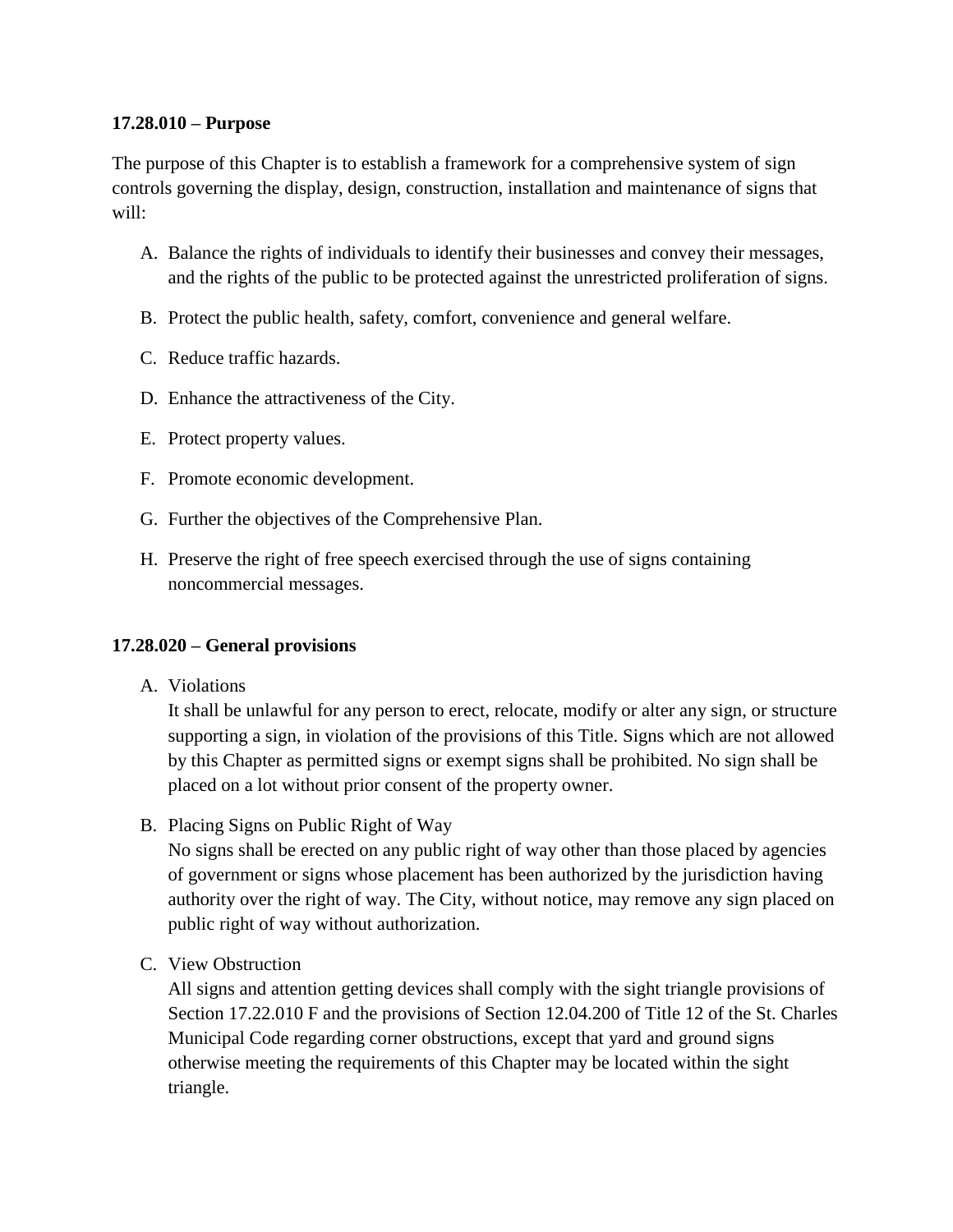**17.28.010 – Purpose**

The purpose of this Chapter is to establish a framework for a comprehensive system of sign controls governing the display, design, construction, installation and maintenance of signs that will:

A. Balance the rights of individuals to identify their businesses and convey their messages, and the rights of the public to be protected against the unrestricted proliferation of signs.

B. Protect the public health, safety, comfort, convenience and general welfare.

C. Reduce traffic hazards.

D. Enhance the attractiveness of the City.

E. Protect property values.

F. Promote economic development.

G. Further the objectives of the Comprehensive Plan.

H. Preserve the right of free speech exercised through the use of signs containing noncommercial messages.

**17.28.020 – General provisions**

A. Violations
It shall be unlawful for any person to erect, relocate, modify or alter any sign, or structure supporting a sign, in violation of the provisions of this Title. Signs which are not allowed by this Chapter as permitted signs or exempt signs shall be prohibited. No sign shall be placed on a lot without prior consent of the property owner.

B. Placing Signs on Public Right of Way
No signs shall be erected on any public right of way other than those placed by agencies of government or signs whose placement has been authorized by the jurisdiction having authority over the right of way. The City, without notice, may remove any sign placed on public right of way without authorization.

C. View Obstruction
All signs and attention getting devices shall comply with the sight triangle provisions of Section 17.22.010 F and the provisions of Section 12.04.200 of Title 12 of the St. Charles Municipal Code regarding corner obstructions, except that yard and ground signs otherwise meeting the requirements of this Chapter may be located within the sight triangle.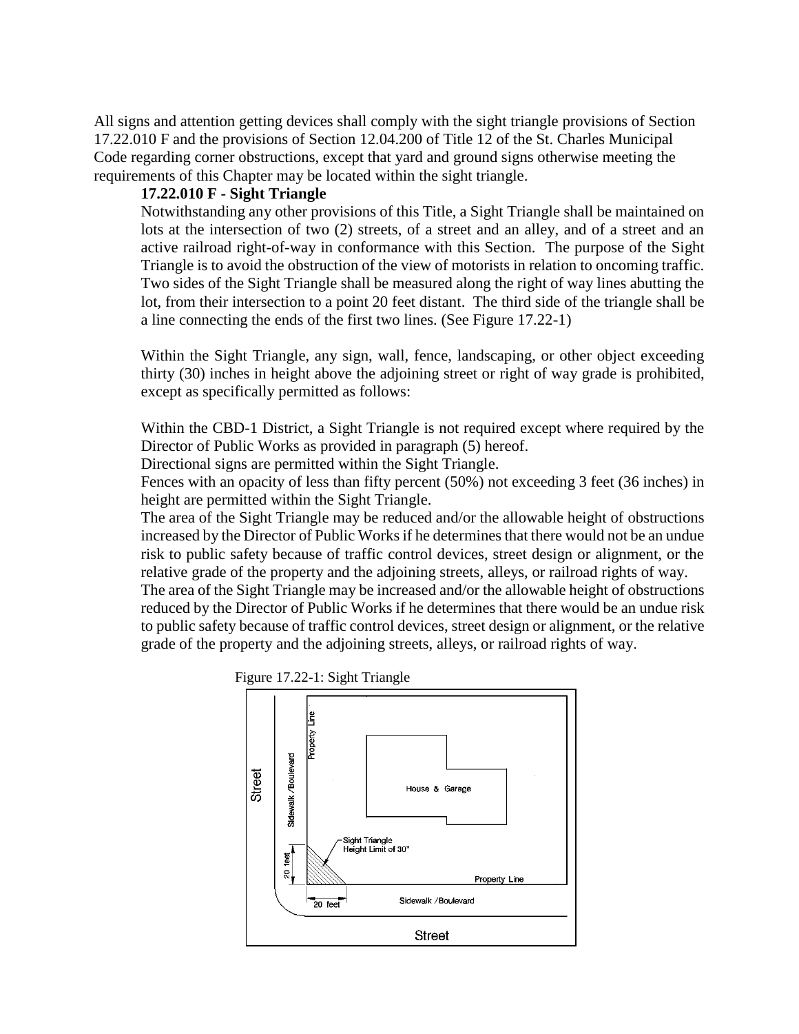All signs and attention getting devices shall comply with the sight triangle provisions of Section 17.22.010 F and the provisions of Section 12.04.200 of Title 12 of the St. Charles Municipal Code regarding corner obstructions, except that yard and ground signs otherwise meeting the requirements of this Chapter may be located within the sight triangle.

**17.22.010 F - Sight Triangle**

Notwithstanding any other provisions of this Title, a Sight Triangle shall be maintained on lots at the intersection of two (2) streets, of a street and an alley, and of a street and an active railroad right-of-way in conformance with this Section. The purpose of the Sight Triangle is to avoid the obstruction of the view of motorists in relation to oncoming traffic. Two sides of the Sight Triangle shall be measured along the right of way lines abutting the lot, from their intersection to a point 20 feet distant. The third side of the triangle shall be a line connecting the ends of the first two lines. (See Figure 17.22-1)

Within the Sight Triangle, any sign, wall, fence, landscaping, or other object exceeding thirty (30) inches in height above the adjoining street or right of way grade is prohibited, except as specifically permitted as follows:

Within the CBD-1 District, a Sight Triangle is not required except where required by the Director of Public Works as provided in paragraph (5) hereof.

Directional signs are permitted within the Sight Triangle.

Fences with an opacity of less than fifty percent (50%) not exceeding 3 feet (36 inches) in height are permitted within the Sight Triangle.

The area of the Sight Triangle may be reduced and/or the allowable height of obstructions increased by the Director of Public Works if he determines that there would not be an undue risk to public safety because of traffic control devices, street design or alignment, or the relative grade of the property and the adjoining streets, alleys, or railroad rights of way.

The area of the Sight Triangle may be increased and/or the allowable height of obstructions reduced by the Director of Public Works if he determines that there would be an undue risk to public safety because of traffic control devices, street design or alignment, or the relative grade of the property and the adjoining streets, alleys, or railroad rights of way.

Figure 17.22-1: Sight Triangle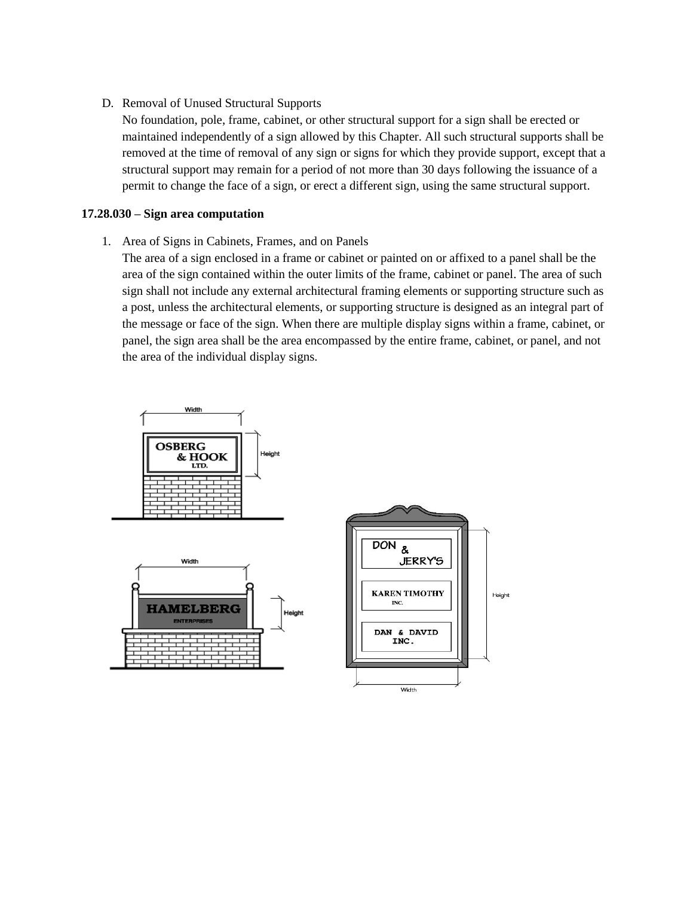D. Removal of Unused Structural Supports

   No foundation, pole, frame, cabinet, or other structural support for a sign shall be erected or maintained independently of a sign allowed by this Chapter. All such structural supports shall be removed at the time of removal of any sign or signs for which they provide support, except that a structural support may remain for a period of not more than 30 days following the issuance of a permit to change the face of a sign, or erect a different sign, using the same structural support.

**17.28.030 – Sign area computation**

1. Area of Signs in Cabinets, Frames, and on Panels

   The area of a sign enclosed in a frame or cabinet or painted on or affixed to a panel shall be the area of the sign contained within the outer limits of the frame, cabinet or panel. The area of such sign shall not include any external architectural framing elements or supporting structure such as a post, unless the architectural elements, or supporting structure is designed as an integral part of the message or face of the sign. When there are multiple display signs within a frame, cabinet, or panel, the sign area shall be the area encompassed by the entire frame, cabinet, or panel, and not the area of the individual display signs.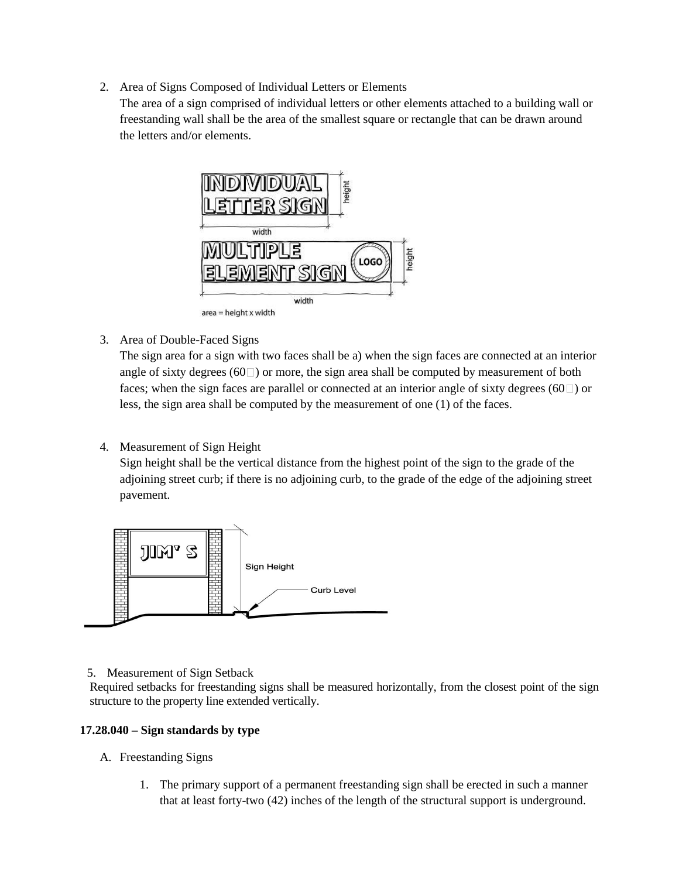2. Area of Signs Composed of Individual Letters or Elements
   The area of a sign comprised of individual letters or other elements attached to a building wall or freestanding wall shall be the area of the smallest square or rectangle that can be drawn around the letters and/or elements.

3. Area of Double-Faced Signs
   The sign area for a sign with two faces shall be a) when the sign faces are connected at an interior angle of sixty degrees (60°) or more, the sign area shall be computed by measurement of both faces; when the sign faces are parallel or connected at an interior angle of sixty degrees (60°) or less, the sign area shall be computed by the measurement of one (1) of the faces.

4. Measurement of Sign Height
   Sign height shall be the vertical distance from the highest point of the sign to the grade of the adjoining street curb; if there is no adjoining curb, to the grade of the edge of the adjoining street pavement.

5. Measurement of Sign Setback
   Required setbacks for freestanding signs shall be measured horizontally, from the closest point of the sign structure to the property line extended vertically.

**17.28.040 – Sign standards by type**

A. Freestanding Signs

   1. The primary support of a permanent freestanding sign shall be erected in such a manner that at least forty-two (42) inches of the length of the structural support is underground.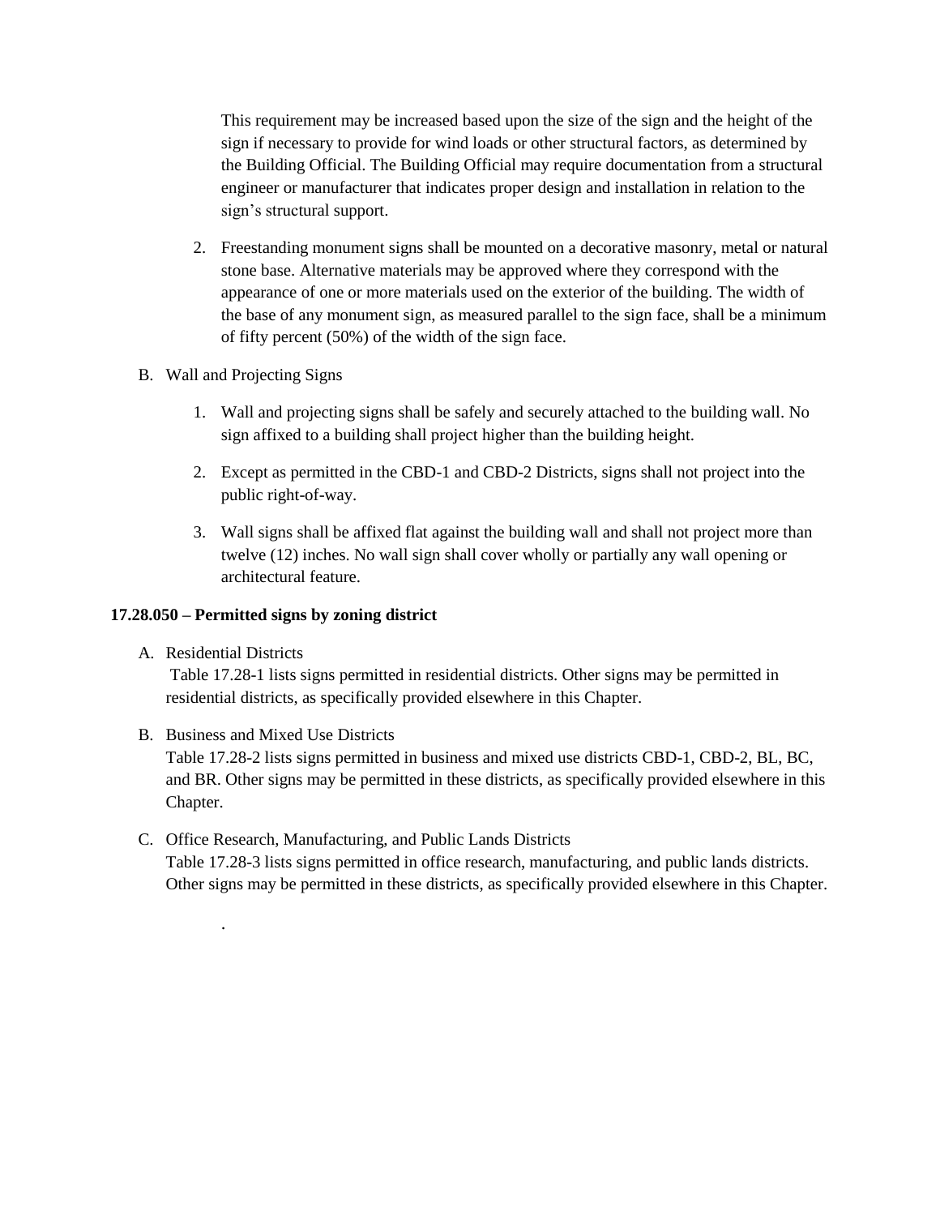This requirement may be increased based upon the size of the sign and the height of the sign if necessary to provide for wind loads or other structural factors, as determined by the Building Official. The Building Official may require documentation from a structural engineer or manufacturer that indicates proper design and installation in relation to the sign's structural support.

2. Freestanding monument signs shall be mounted on a decorative masonry, metal or natural stone base. Alternative materials may be approved where they correspond with the appearance of one or more materials used on the exterior of the building. The width of the base of any monument sign, as measured parallel to the sign face, shall be a minimum of fifty percent (50%) of the width of the sign face.

B. Wall and Projecting Signs

1. Wall and projecting signs shall be safely and securely attached to the building wall. No sign affixed to a building shall project higher than the building height.

2. Except as permitted in the CBD-1 and CBD-2 Districts, signs shall not project into the public right-of-way.

3. Wall signs shall be affixed flat against the building wall and shall not project more than twelve (12) inches. No wall sign shall cover wholly or partially any wall opening or architectural feature.

**17.28.050 – Permitted signs by zoning district**

A. Residential Districts
Table 17.28-1 lists signs permitted in residential districts. Other signs may be permitted in residential districts, as specifically provided elsewhere in this Chapter.

B. Business and Mixed Use Districts
Table 17.28-2 lists signs permitted in business and mixed use districts CBD-1, CBD-2, BL, BC, and BR. Other signs may be permitted in these districts, as specifically provided elsewhere in this Chapter.

C. Office Research, Manufacturing, and Public Lands Districts
Table 17.28-3 lists signs permitted in office research, manufacturing, and public lands districts. Other signs may be permitted in these districts, as specifically provided elsewhere in this Chapter.

.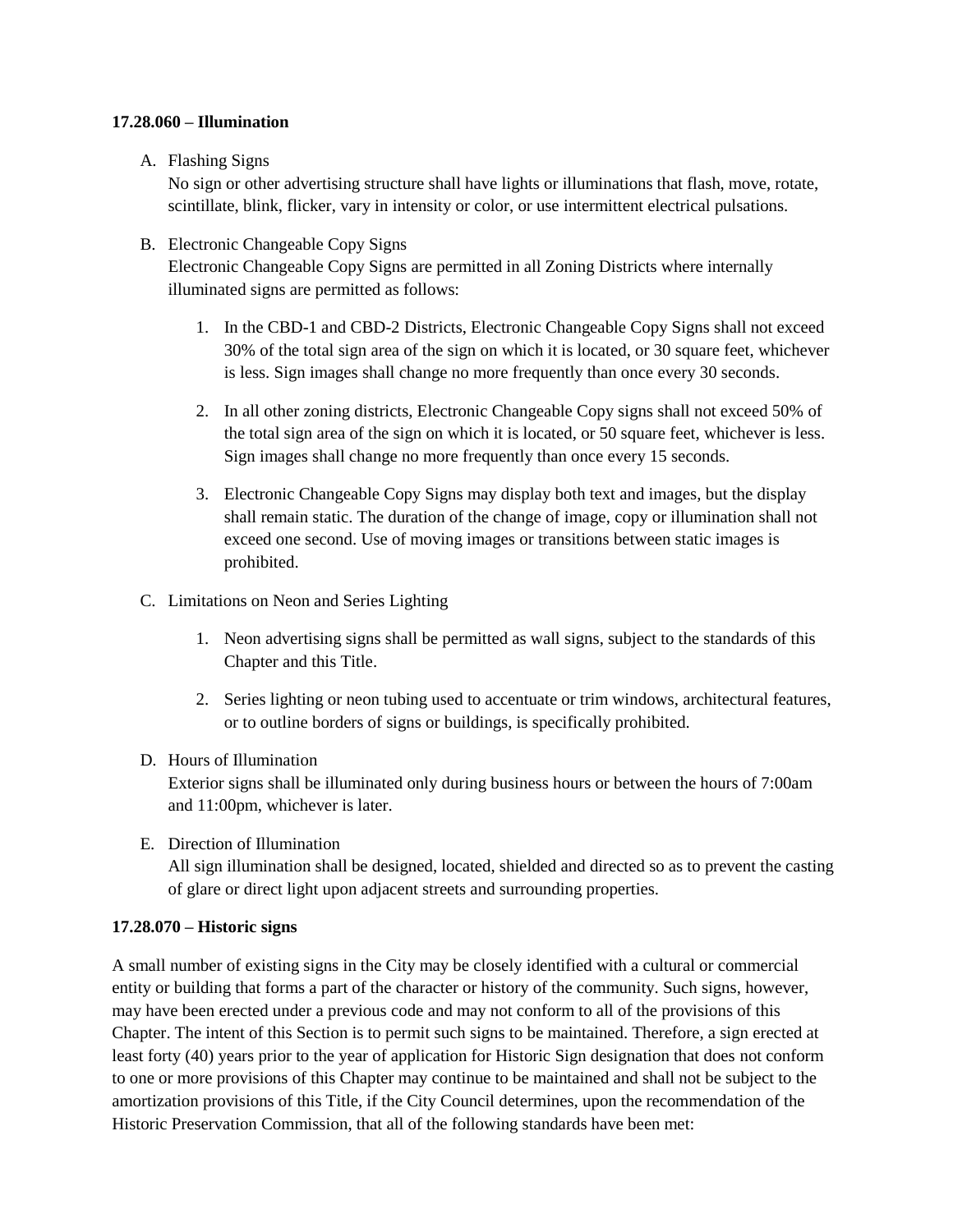**17.28.060 – Illumination**

A. Flashing Signs
   No sign or other advertising structure shall have lights or illuminations that flash, move, rotate, scintillate, blink, flicker, vary in intensity or color, or use intermittent electrical pulsations.

B. Electronic Changeable Copy Signs
   Electronic Changeable Copy Signs are permitted in all Zoning Districts where internally illuminated signs are permitted as follows:

   1. In the CBD-1 and CBD-2 Districts, Electronic Changeable Copy Signs shall not exceed 30% of the total sign area of the sign on which it is located, or 30 square feet, whichever is less. Sign images shall change no more frequently than once every 30 seconds.

   2. In all other zoning districts, Electronic Changeable Copy signs shall not exceed 50% of the total sign area of the sign on which it is located, or 50 square feet, whichever is less. Sign images shall change no more frequently than once every 15 seconds.

   3. Electronic Changeable Copy Signs may display both text and images, but the display shall remain static. The duration of the change of image, copy or illumination shall not exceed one second. Use of moving images or transitions between static images is prohibited.

C. Limitations on Neon and Series Lighting

   1. Neon advertising signs shall be permitted as wall signs, subject to the standards of this Chapter and this Title.

   2. Series lighting or neon tubing used to accentuate or trim windows, architectural features, or to outline borders of signs or buildings, is specifically prohibited.

D. Hours of Illumination
   Exterior signs shall be illuminated only during business hours or between the hours of 7:00am and 11:00pm, whichever is later.

E. Direction of Illumination
   All sign illumination shall be designed, located, shielded and directed so as to prevent the casting of glare or direct light upon adjacent streets and surrounding properties.

**17.28.070 – Historic signs**

A small number of existing signs in the City may be closely identified with a cultural or commercial entity or building that forms a part of the character or history of the community. Such signs, however, may have been erected under a previous code and may not conform to all of the provisions of this Chapter. The intent of this Section is to permit such signs to be maintained. Therefore, a sign erected at least forty (40) years prior to the year of application for Historic Sign designation that does not conform to one or more provisions of this Chapter may continue to be maintained and shall not be subject to the amortization provisions of this Title, if the City Council determines, upon the recommendation of the Historic Preservation Commission, that all of the following standards have been met: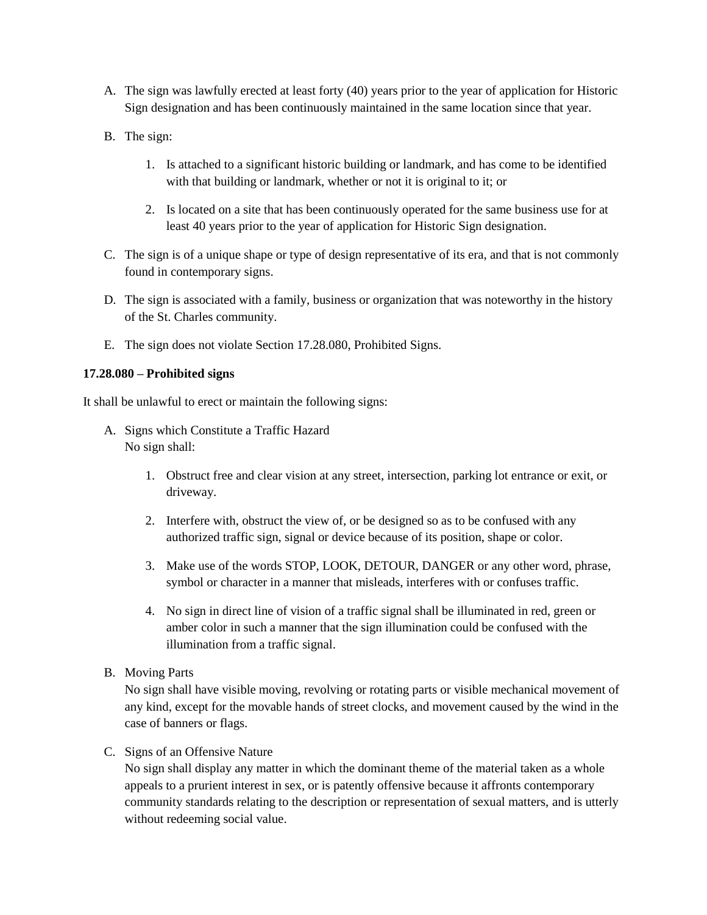A. The sign was lawfully erected at least forty (40) years prior to the year of application for Historic Sign designation and has been continuously maintained in the same location since that year.

B. The sign:

    1. Is attached to a significant historic building or landmark, and has come to be identified with that building or landmark, whether or not it is original to it; or

    2. Is located on a site that has been continuously operated for the same business use for at least 40 years prior to the year of application for Historic Sign designation.

C. The sign is of a unique shape or type of design representative of its era, and that is not commonly found in contemporary signs.

D. The sign is associated with a family, business or organization that was noteworthy in the history of the St. Charles community.

E. The sign does not violate Section 17.28.080, Prohibited Signs.

**17.28.080 – Prohibited signs**

It shall be unlawful to erect or maintain the following signs:

A. Signs which Constitute a Traffic Hazard
   No sign shall:

    1. Obstruct free and clear vision at any street, intersection, parking lot entrance or exit, or driveway.

    2. Interfere with, obstruct the view of, or be designed so as to be confused with any authorized traffic sign, signal or device because of its position, shape or color.

    3. Make use of the words STOP, LOOK, DETOUR, DANGER or any other word, phrase, symbol or character in a manner that misleads, interferes with or confuses traffic.

    4. No sign in direct line of vision of a traffic signal shall be illuminated in red, green or amber color in such a manner that the sign illumination could be confused with the illumination from a traffic signal.

B. Moving Parts
   No sign shall have visible moving, revolving or rotating parts or visible mechanical movement of any kind, except for the movable hands of street clocks, and movement caused by the wind in the case of banners or flags.

C. Signs of an Offensive Nature
   No sign shall display any matter in which the dominant theme of the material taken as a whole appeals to a prurient interest in sex, or is patently offensive because it affronts contemporary community standards relating to the description or representation of sexual matters, and is utterly without redeeming social value.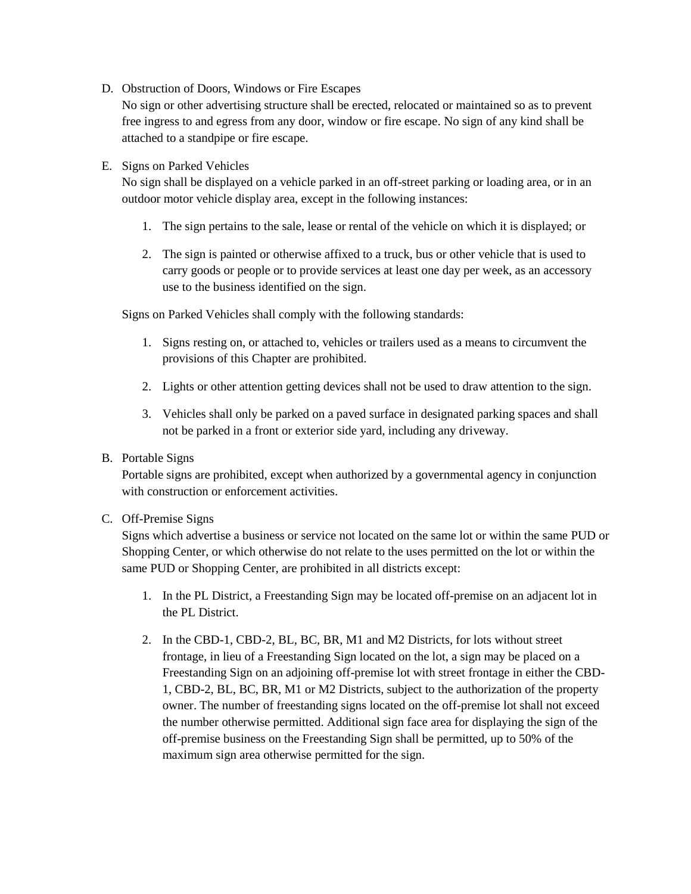D. Obstruction of Doors, Windows or Fire Escapes
   No sign or other advertising structure shall be erected, relocated or maintained so as to prevent free ingress to and egress from any door, window or fire escape. No sign of any kind shall be attached to a standpipe or fire escape.

E. Signs on Parked Vehicles
   No sign shall be displayed on a vehicle parked in an off-street parking or loading area, or in an outdoor motor vehicle display area, except in the following instances:

   1. The sign pertains to the sale, lease or rental of the vehicle on which it is displayed; or

   2. The sign is painted or otherwise affixed to a truck, bus or other vehicle that is used to carry goods or people or to provide services at least one day per week, as an accessory use to the business identified on the sign.

   Signs on Parked Vehicles shall comply with the following standards:

   1. Signs resting on, or attached to, vehicles or trailers used as a means to circumvent the provisions of this Chapter are prohibited.

   2. Lights or other attention getting devices shall not be used to draw attention to the sign.

   3. Vehicles shall only be parked on a paved surface in designated parking spaces and shall not be parked in a front or exterior side yard, including any driveway.

B. Portable Signs
   Portable signs are prohibited, except when authorized by a governmental agency in conjunction with construction or enforcement activities.

C. Off-Premise Signs
   Signs which advertise a business or service not located on the same lot or within the same PUD or Shopping Center, or which otherwise do not relate to the uses permitted on the lot or within the same PUD or Shopping Center, are prohibited in all districts except:

   1. In the PL District, a Freestanding Sign may be located off-premise on an adjacent lot in the PL District.

   2. In the CBD-1, CBD-2, BL, BC, BR, M1 and M2 Districts, for lots without street frontage, in lieu of a Freestanding Sign located on the lot, a sign may be placed on a Freestanding Sign on an adjoining off-premise lot with street frontage in either the CBD-1, CBD-2, BL, BC, BR, M1 or M2 Districts, subject to the authorization of the property owner. The number of freestanding signs located on the off-premise lot shall not exceed the number otherwise permitted. Additional sign face area for displaying the sign of the off-premise business on the Freestanding Sign shall be permitted, up to 50% of the maximum sign area otherwise permitted for the sign.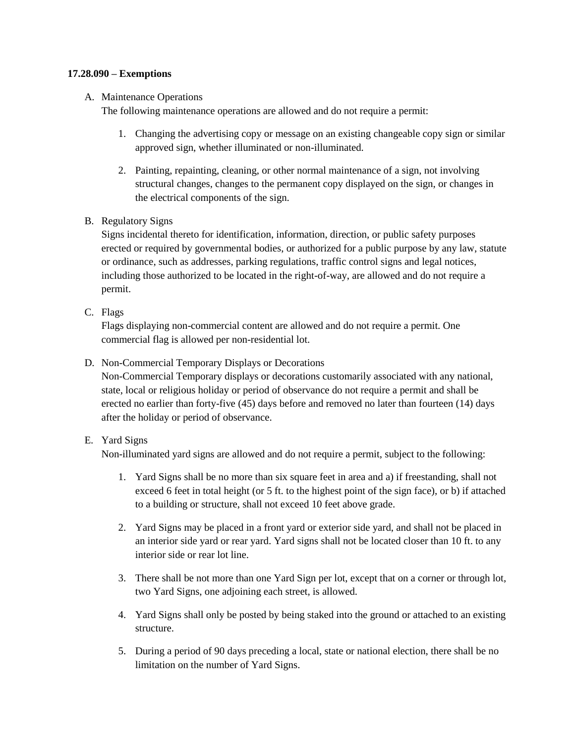**17.28.090 – Exemptions**

A. Maintenance Operations
   The following maintenance operations are allowed and do not require a permit:

   1. Changing the advertising copy or message on an existing changeable copy sign or similar approved sign, whether illuminated or non-illuminated.

   2. Painting, repainting, cleaning, or other normal maintenance of a sign, not involving structural changes, changes to the permanent copy displayed on the sign, or changes in the electrical components of the sign.

B. Regulatory Signs
   Signs incidental thereto for identification, information, direction, or public safety purposes erected or required by governmental bodies, or authorized for a public purpose by any law, statute or ordinance, such as addresses, parking regulations, traffic control signs and legal notices, including those authorized to be located in the right-of-way, are allowed and do not require a permit.

C. Flags
   Flags displaying non-commercial content are allowed and do not require a permit. One commercial flag is allowed per non-residential lot.

D. Non-Commercial Temporary Displays or Decorations
   Non-Commercial Temporary displays or decorations customarily associated with any national, state, local or religious holiday or period of observance do not require a permit and shall be erected no earlier than forty-five (45) days before and removed no later than fourteen (14) days after the holiday or period of observance.

E. Yard Signs
   Non-illuminated yard signs are allowed and do not require a permit, subject to the following:

   1. Yard Signs shall be no more than six square feet in area and a) if freestanding, shall not exceed 6 feet in total height (or 5 ft. to the highest point of the sign face), or b) if attached to a building or structure, shall not exceed 10 feet above grade.

   2. Yard Signs may be placed in a front yard or exterior side yard, and shall not be placed in an interior side yard or rear yard. Yard signs shall not be located closer than 10 ft. to any interior side or rear lot line.

   3. There shall be not more than one Yard Sign per lot, except that on a corner or through lot, two Yard Signs, one adjoining each street, is allowed.

   4. Yard Signs shall only be posted by being staked into the ground or attached to an existing structure.

   5. During a period of 90 days preceding a local, state or national election, there shall be no limitation on the number of Yard Signs.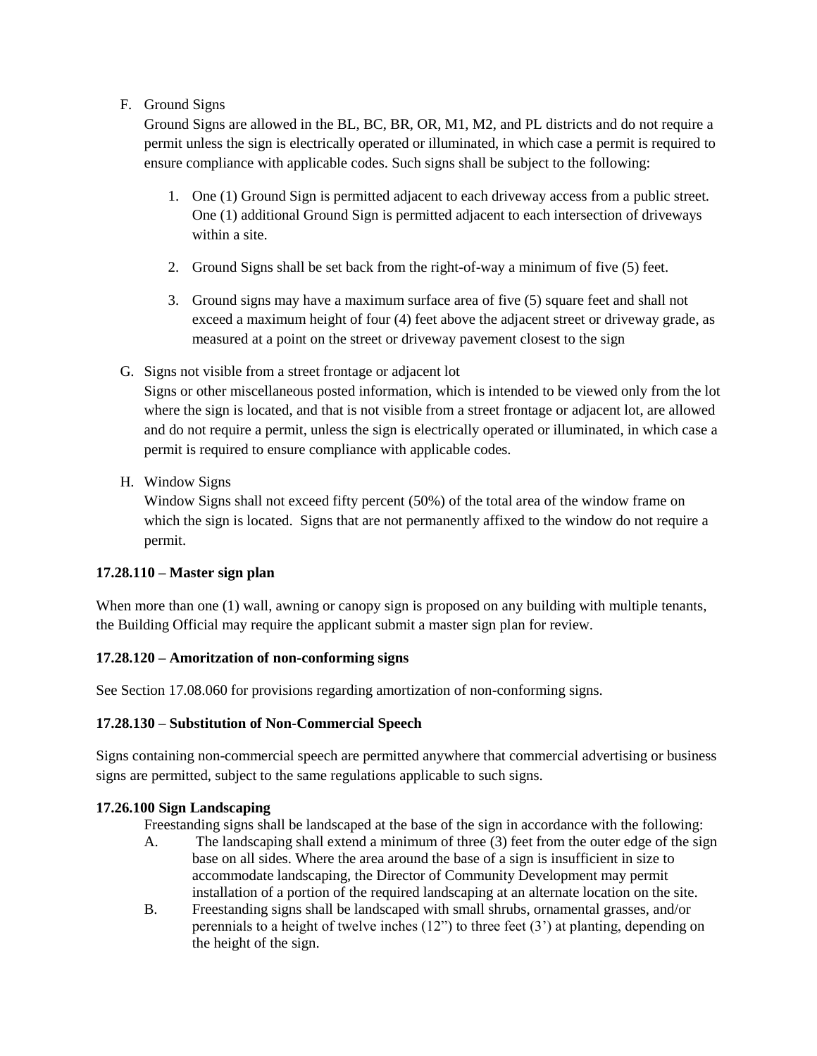F. Ground Signs

   Ground Signs are allowed in the BL, BC, BR, OR, M1, M2, and PL districts and do not require a permit unless the sign is electrically operated or illuminated, in which case a permit is required to ensure compliance with applicable codes. Such signs shall be subject to the following:

   1. One (1) Ground Sign is permitted adjacent to each driveway access from a public street. One (1) additional Ground Sign is permitted adjacent to each intersection of driveways within a site.

   2. Ground Signs shall be set back from the right-of-way a minimum of five (5) feet.

   3. Ground signs may have a maximum surface area of five (5) square feet and shall not exceed a maximum height of four (4) feet above the adjacent street or driveway grade, as measured at a point on the street or driveway pavement closest to the sign

G. Signs not visible from a street frontage or adjacent lot

   Signs or other miscellaneous posted information, which is intended to be viewed only from the lot where the sign is located, and that is not visible from a street frontage or adjacent lot, are allowed and do not require a permit, unless the sign is electrically operated or illuminated, in which case a permit is required to ensure compliance with applicable codes.

H. Window Signs

   Window Signs shall not exceed fifty percent (50%) of the total area of the window frame on which the sign is located. Signs that are not permanently affixed to the window do not require a permit.

**17.28.110 – Master sign plan**

When more than one (1) wall, awning or canopy sign is proposed on any building with multiple tenants, the Building Official may require the applicant submit a master sign plan for review.

**17.28.120 – Amoritzation of non-conforming signs**

See Section 17.08.060 for provisions regarding amortization of non-conforming signs.

**17.28.130 – Substitution of Non-Commercial Speech**

Signs containing non-commercial speech are permitted anywhere that commercial advertising or business signs are permitted, subject to the same regulations applicable to such signs.

**17.26.100 Sign Landscaping**

Freestanding signs shall be landscaped at the base of the sign in accordance with the following:

A. The landscaping shall extend a minimum of three (3) feet from the outer edge of the sign base on all sides. Where the area around the base of a sign is insufficient in size to accommodate landscaping, the Director of Community Development may permit installation of a portion of the required landscaping at an alternate location on the site.

B. Freestanding signs shall be landscaped with small shrubs, ornamental grasses, and/or perennials to a height of twelve inches (12") to three feet (3') at planting, depending on the height of the sign.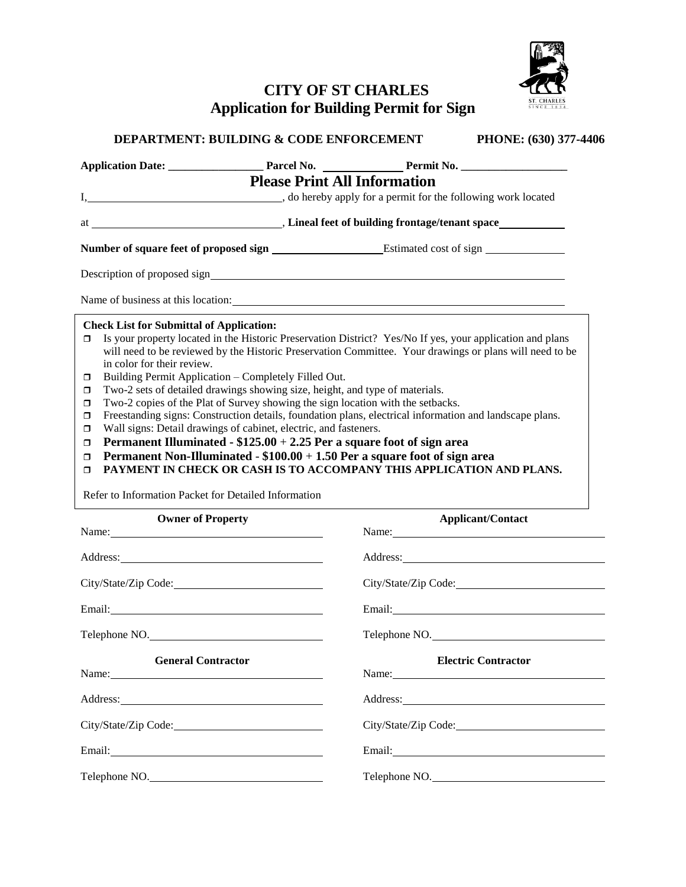# CITY OF ST CHARLES
## Application for Building Permit for Sign

**DEPARTMENT: BUILDING & CODE ENFORCEMENT** **PHONE: (630) 377-4406**

**Application Date:** _________________ **Parcel No.** ______________ **Permit No.** ___________________

### Please Print All Information

I, ___________________________________, do hereby apply for a permit for the following work located

at ___________________________________, **Lineal feet of building frontage/tenant space** ____________

**Number of square feet of proposed sign** ____________________ Estimated cost of sign ______________

Description of proposed sign ___________________________________________________________________

Name of business at this location: ______________________________________________________________

**Check List for Submittal of Application:**

- ☐ Is your property located in the Historic Preservation District? Yes/No If yes, your application and plans will need to be reviewed by the Historic Preservation Committee. Your drawings or plans will need to be in color for their review.
- ☐ Building Permit Application – Completely Filled Out.
- ☐ Two-2 sets of detailed drawings showing size, height, and type of materials.
- ☐ Two-2 copies of the Plat of Survey showing the sign location with the setbacks.
- ☐ Freestanding signs: Construction details, foundation plans, electrical information and landscape plans.
- ☐ Wall signs: Detail drawings of cabinet, electric, and fasteners.
- ☐ **Permanent Illuminated - $125.00 + 2.25 Per a square foot of sign area**
- ☐ **Permanent Non-Illuminated - $100.00 + 1.50 Per a square foot of sign area**
- ☐ **PAYMENT IN CHECK OR CASH IS TO ACCOMPANY THIS APPLICATION AND PLANS.**

Refer to Information Packet for Detailed Information

| **Owner of Property** | **Applicant/Contact** |
|---|---|
| Name: | Name: |
| Address: | Address: |
| City/State/Zip Code: | City/State/Zip Code: |
| Email: | Email: |
| Telephone NO. | Telephone NO. |

| **General Contractor** | **Electric Contractor** |
|---|---|
| Name: | Name: |
| Address: | Address: |
| City/State/Zip Code: | City/State/Zip Code: |
| Email: | Email: |
| Telephone NO. | Telephone NO. |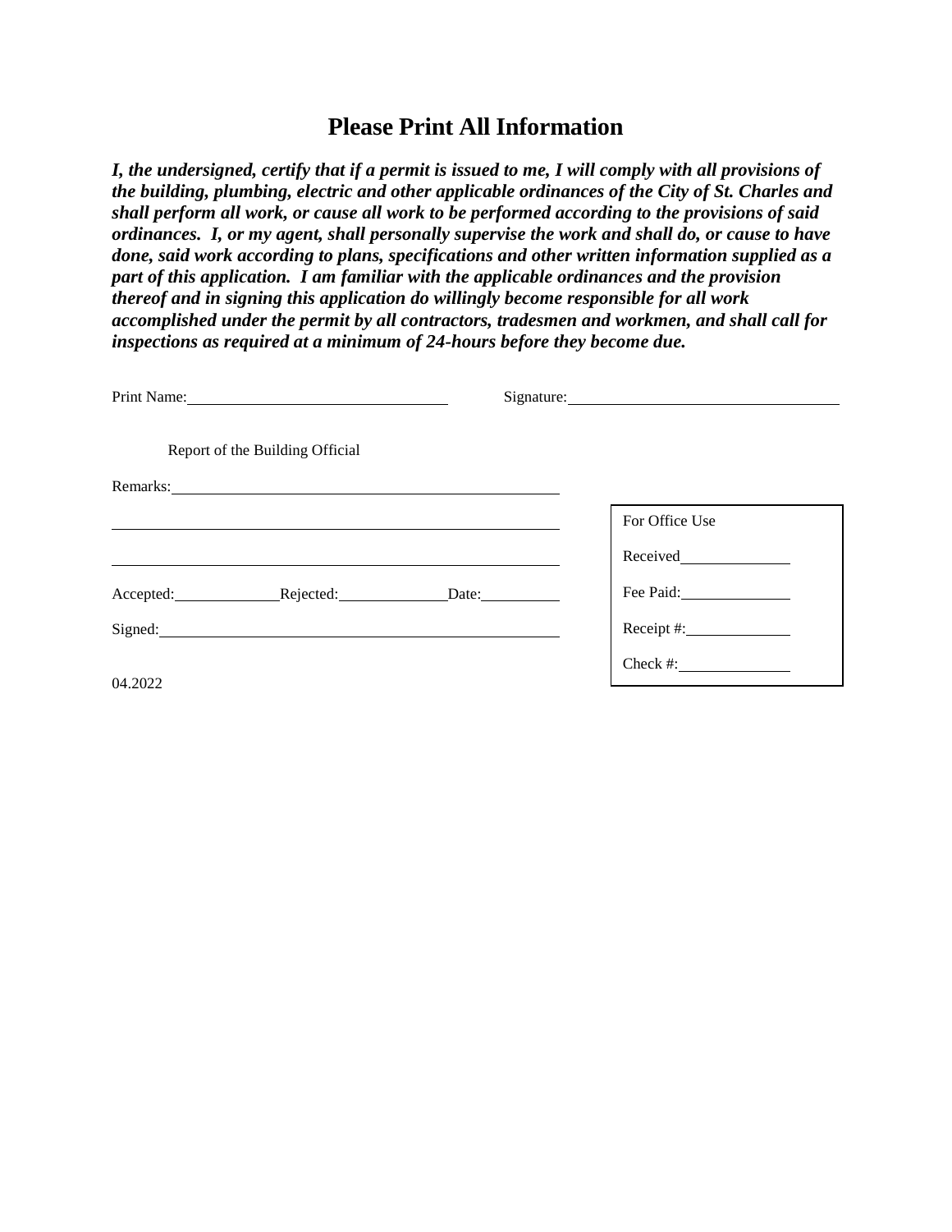# Please Print All Information

***I, the undersigned, certify that if a permit is issued to me, I will comply with all provisions of the building, plumbing, electric and other applicable ordinances of the City of St. Charles and shall perform all work, or cause all work to be performed according to the provisions of said ordinances. I, or my agent, shall personally supervise the work and shall do, or cause to have done, said work according to plans, specifications and other written information supplied as a part of this application. I am familiar with the applicable ordinances and the provision thereof and in signing this application do willingly become responsible for all work accomplished under the permit by all contractors, tradesmen and workmen, and shall call for inspections as required at a minimum of 24-hours before they become due.***

Print Name:______________________________ Signature:______________________________

Report of the Building Official

Remarks:______________________________________________

______________________________________________

______________________________________________

Accepted:____________ Rejected:____________ Date:__________

Signed:______________________________________________

04.2022

| For Office Use |
|---|
| Received____________ |
| Fee Paid:____________ |
| Receipt #:____________ |
| Check #:____________ |